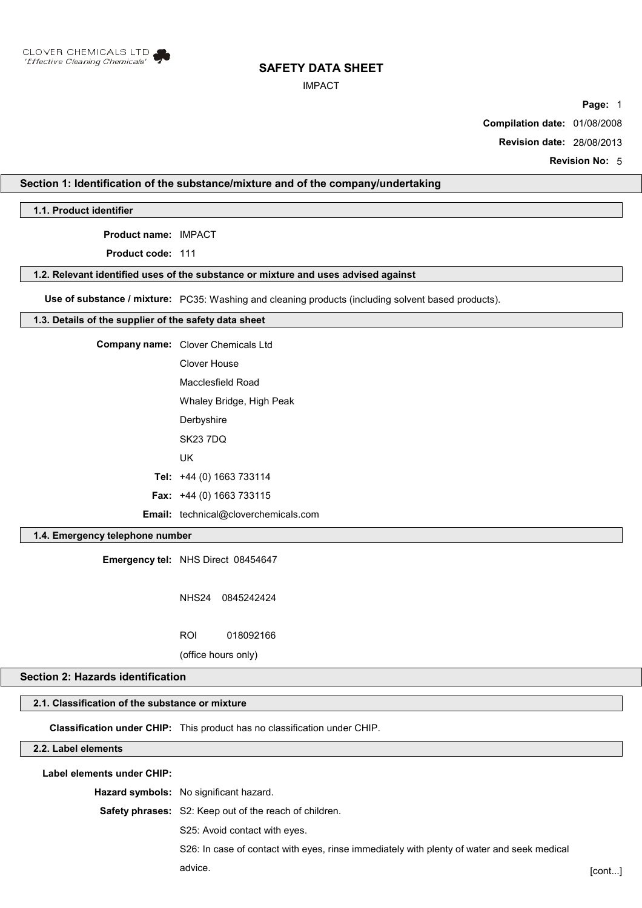CLOVER CHEMICALS LTD
*'Effective Cleaning Chemicals'*

# SAFETY DATA SHEET

IMPACT

**Compilation date:** 01/08/2008

**Revision date:** 28/08/2013

**Revision No:** 5

## Section 1: Identification of the substance/mixture and of the company/undertaking

### 1.1. Product identifier

**Product name:** IMPACT

**Product code:** 111

### 1.2. Relevant identified uses of the substance or mixture and uses advised against

**Use of substance / mixture:** PC35: Washing and cleaning products (including solvent based products).

### 1.3. Details of the supplier of the safety data sheet

**Company name:** Clover Chemicals Ltd

Clover House

Macclesfield Road

Whaley Bridge, High Peak

Derbyshire

SK23 7DQ

UK

**Tel:** +44 (0) 1663 733114

**Fax:** +44 (0) 1663 733115

**Email:** technical@cloverchemicals.com

### 1.4. Emergency telephone number

**Emergency tel:** NHS Direct 08454647

NHS24 0845242424

ROI 018092166

(office hours only)

## Section 2: Hazards identification

### 2.1. Classification of the substance or mixture

**Classification under CHIP:** This product has no classification under CHIP.

### 2.2. Label elements

**Label elements under CHIP:**

**Hazard symbols:** No significant hazard.

**Safety phrases:** S2: Keep out of the reach of children.

S25: Avoid contact with eyes.

S26: In case of contact with eyes, rinse immediately with plenty of water and seek medical advice.

[cont...]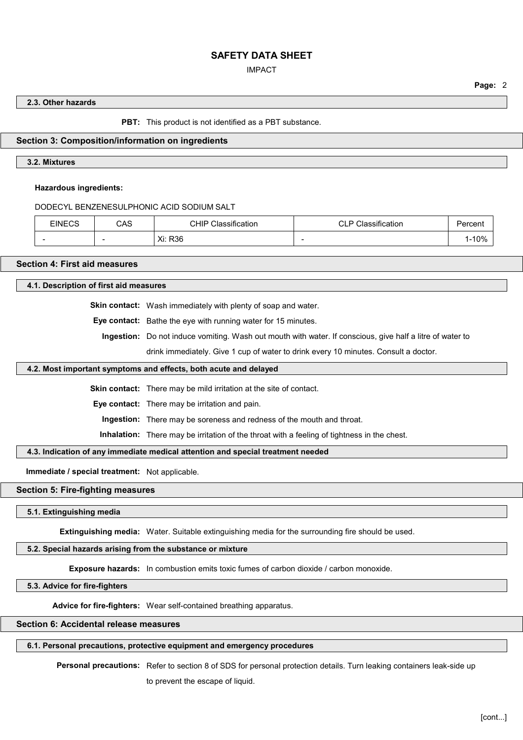### 2.3. Other hazards

**PBT:** This product is not identified as a PBT substance.

## Section 3: Composition/information on ingredients

### 3.2. Mixtures

**Hazardous ingredients:**

DODECYL BENZENESULPHONIC ACID SODIUM SALT

| EINECS | CAS | CHIP Classification | CLP Classification | Percent |
|---|---|---|---|---|
| - | - | Xi: R36 | - | 1-10% |

## Section 4: First aid measures

### 4.1. Description of first aid measures

**Skin contact:** Wash immediately with plenty of soap and water.

**Eye contact:** Bathe the eye with running water for 15 minutes.

**Ingestion:** Do not induce vomiting. Wash out mouth with water. If conscious, give half a litre of water to drink immediately. Give 1 cup of water to drink every 10 minutes. Consult a doctor.

### 4.2. Most important symptoms and effects, both acute and delayed

**Skin contact:** There may be mild irritation at the site of contact.

**Eye contact:** There may be irritation and pain.

**Ingestion:** There may be soreness and redness of the mouth and throat.

**Inhalation:** There may be irritation of the throat with a feeling of tightness in the chest.

### 4.3. Indication of any immediate medical attention and special treatment needed

**Immediate / special treatment:** Not applicable.

## Section 5: Fire-fighting measures

### 5.1. Extinguishing media

**Extinguishing media:** Water. Suitable extinguishing media for the surrounding fire should be used.

### 5.2. Special hazards arising from the substance or mixture

**Exposure hazards:** In combustion emits toxic fumes of carbon dioxide / carbon monoxide.

### 5.3. Advice for fire-fighters

**Advice for fire-fighters:** Wear self-contained breathing apparatus.

## Section 6: Accidental release measures

### 6.1. Personal precautions, protective equipment and emergency procedures

**Personal precautions:** Refer to section 8 of SDS for personal protection details. Turn leaking containers leak-side up to prevent the escape of liquid.

[cont...]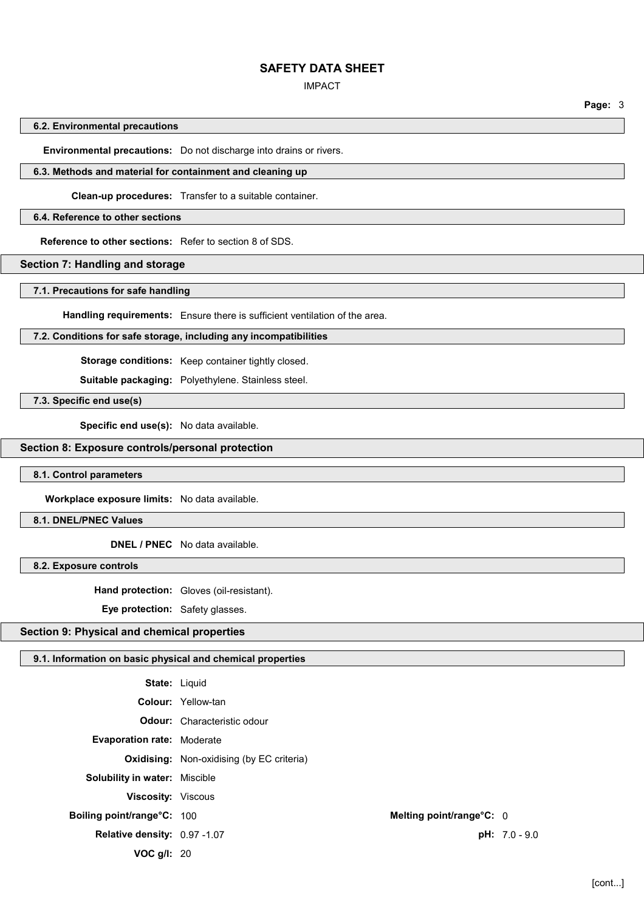### 6.2. Environmental precautions

**Environmental precautions:** Do not discharge into drains or rivers.

### 6.3. Methods and material for containment and cleaning up

**Clean-up procedures:** Transfer to a suitable container.

### 6.4. Reference to other sections

**Reference to other sections:** Refer to section 8 of SDS.

## Section 7: Handling and storage

### 7.1. Precautions for safe handling

**Handling requirements:** Ensure there is sufficient ventilation of the area.

### 7.2. Conditions for safe storage, including any incompatibilities

**Storage conditions:** Keep container tightly closed.

**Suitable packaging:** Polyethylene. Stainless steel.

### 7.3. Specific end use(s)

**Specific end use(s):** No data available.

## Section 8: Exposure controls/personal protection

### 8.1. Control parameters

**Workplace exposure limits:** No data available.

### 8.1. DNEL/PNEC Values

**DNEL / PNEC** No data available.

### 8.2. Exposure controls

**Hand protection:** Gloves (oil-resistant).

**Eye protection:** Safety glasses.

## Section 9: Physical and chemical properties

### 9.1. Information on basic physical and chemical properties

**State:** Liquid

**Colour:** Yellow-tan

**Odour:** Characteristic odour

**Evaporation rate:** Moderate

**Oxidising:** Non-oxidising (by EC criteria)

**Solubility in water:** Miscible

**Viscosity:** Viscous

**Boiling point/range°C:** 100

**Melting point/range°C:** 0

**Relative density:** 0.97 -1.07

**pH:** 7.0 - 9.0

**VOC g/l:** 20

[cont...]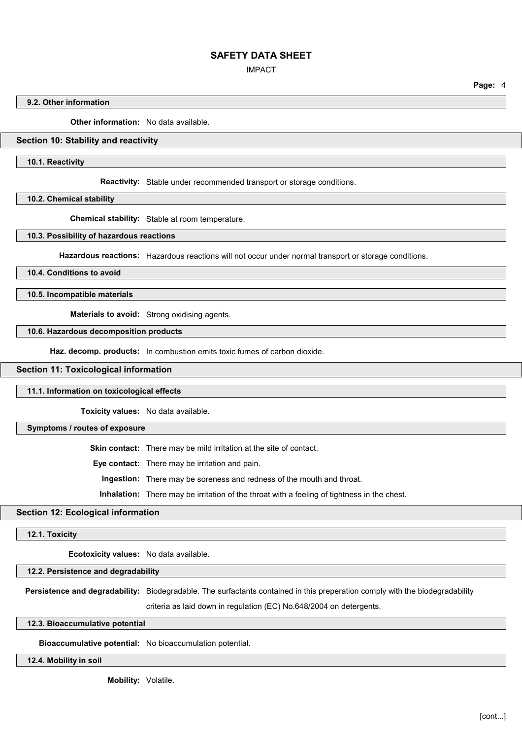### 9.2. Other information

**Other information:** No data available.

## Section 10: Stability and reactivity

### 10.1. Reactivity

**Reactivity:** Stable under recommended transport or storage conditions.

### 10.2. Chemical stability

**Chemical stability:** Stable at room temperature.

### 10.3. Possibility of hazardous reactions

**Hazardous reactions:** Hazardous reactions will not occur under normal transport or storage conditions.

### 10.4. Conditions to avoid

### 10.5. Incompatible materials

**Materials to avoid:** Strong oxidising agents.

### 10.6. Hazardous decomposition products

**Haz. decomp. products:** In combustion emits toxic fumes of carbon dioxide.

## Section 11: Toxicological information

### 11.1. Information on toxicological effects

**Toxicity values:** No data available.

### Symptoms / routes of exposure

**Skin contact:** There may be mild irritation at the site of contact.

**Eye contact:** There may be irritation and pain.

**Ingestion:** There may be soreness and redness of the mouth and throat.

**Inhalation:** There may be irritation of the throat with a feeling of tightness in the chest.

## Section 12: Ecological information

### 12.1. Toxicity

**Ecotoxicity values:** No data available.

### 12.2. Persistence and degradability

**Persistence and degradability:** Biodegradable. The surfactants contained in this preperation comply with the biodegradability criteria as laid down in regulation (EC) No.648/2004 on detergents.

### 12.3. Bioaccumulative potential

**Bioaccumulative potential:** No bioaccumulation potential.

### 12.4. Mobility in soil

**Mobility:** Volatile.

[cont...]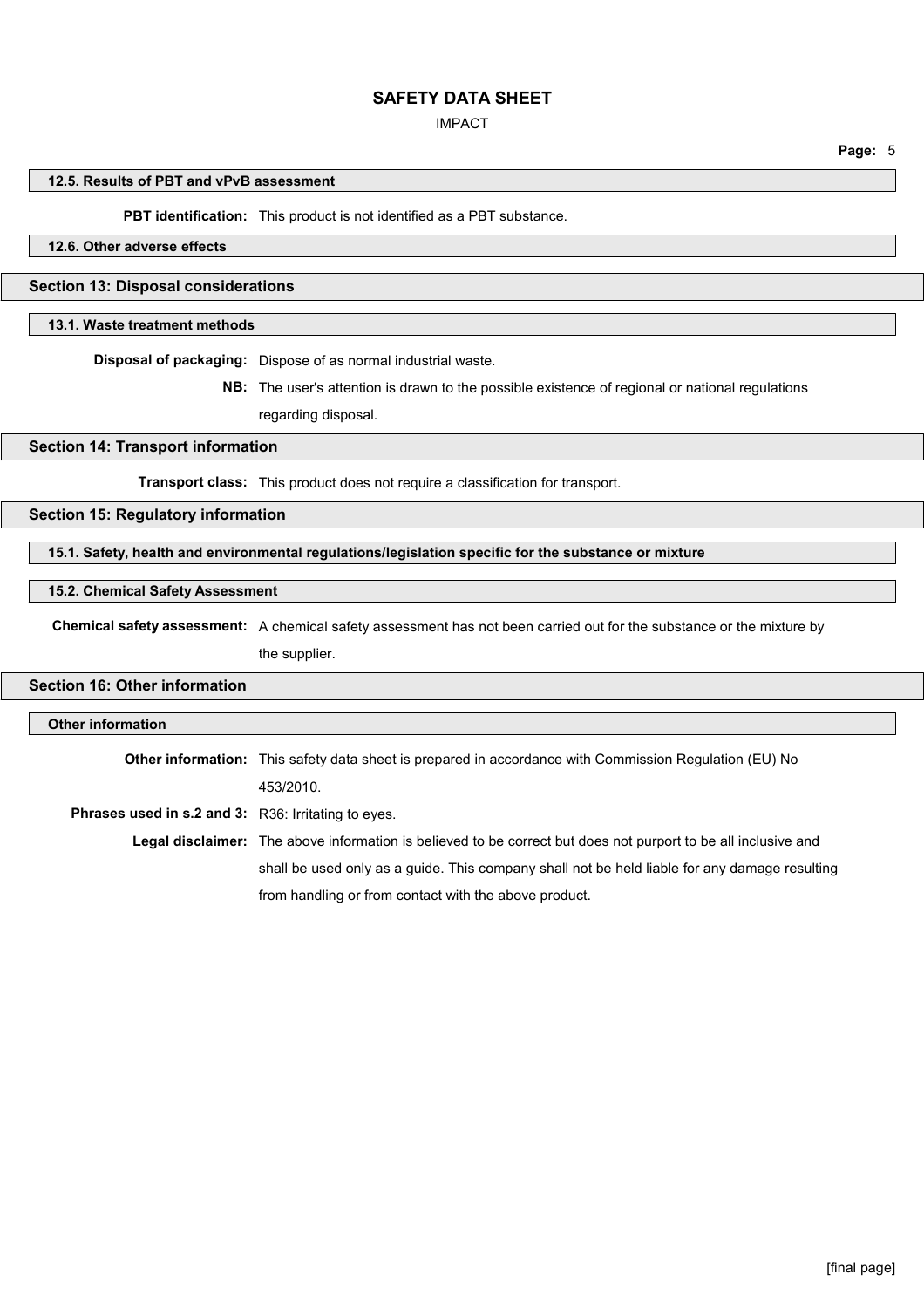### 12.5. Results of PBT and vPvB assessment

**PBT identification:** This product is not identified as a PBT substance.

### 12.6. Other adverse effects

## Section 13: Disposal considerations

### 13.1. Waste treatment methods

**Disposal of packaging:** Dispose of as normal industrial waste.

**NB:** The user's attention is drawn to the possible existence of regional or national regulations regarding disposal.

## Section 14: Transport information

**Transport class:** This product does not require a classification for transport.

## Section 15: Regulatory information

### 15.1. Safety, health and environmental regulations/legislation specific for the substance or mixture

### 15.2. Chemical Safety Assessment

**Chemical safety assessment:** A chemical safety assessment has not been carried out for the substance or the mixture by the supplier.

## Section 16: Other information

### Other information

**Other information:** This safety data sheet is prepared in accordance with Commission Regulation (EU) No 453/2010.

**Phrases used in s.2 and 3:** R36: Irritating to eyes.

**Legal disclaimer:** The above information is believed to be correct but does not purport to be all inclusive and shall be used only as a guide. This company shall not be held liable for any damage resulting from handling or from contact with the above product.

[final page]